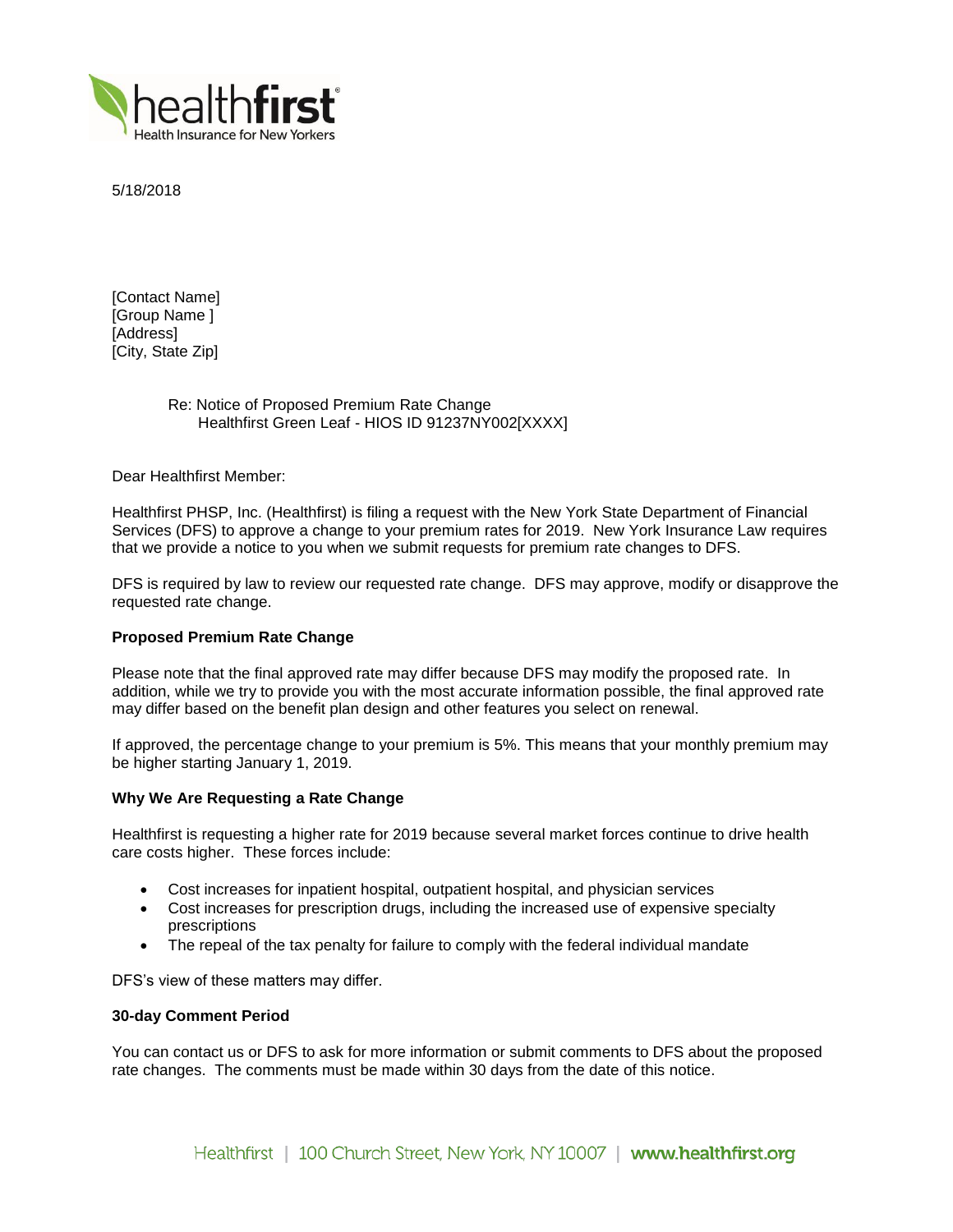5/18/2018

[Contact Name]
[Group Name ]
[Address]
[City, State Zip]

Re: Notice of Proposed Premium Rate Change
Healthfirst Green Leaf - HIOS ID 91237NY002[XXXX]

Dear Healthfirst Member:

Healthfirst PHSP, Inc. (Healthfirst) is filing a request with the New York State Department of Financial Services (DFS) to approve a change to your premium rates for 2019. New York Insurance Law requires that we provide a notice to you when we submit requests for premium rate changes to DFS.

DFS is required by law to review our requested rate change. DFS may approve, modify or disapprove the requested rate change.

**Proposed Premium Rate Change**

Please note that the final approved rate may differ because DFS may modify the proposed rate. In addition, while we try to provide you with the most accurate information possible, the final approved rate may differ based on the benefit plan design and other features you select on renewal.

If approved, the percentage change to your premium is 5%. This means that your monthly premium may be higher starting January 1, 2019.

**Why We Are Requesting a Rate Change**

Healthfirst is requesting a higher rate for 2019 because several market forces continue to drive health care costs higher. These forces include:

- Cost increases for inpatient hospital, outpatient hospital, and physician services
- Cost increases for prescription drugs, including the increased use of expensive specialty prescriptions
- The repeal of the tax penalty for failure to comply with the federal individual mandate

DFS's view of these matters may differ.

**30-day Comment Period**

You can contact us or DFS to ask for more information or submit comments to DFS about the proposed rate changes. The comments must be made within 30 days from the date of this notice.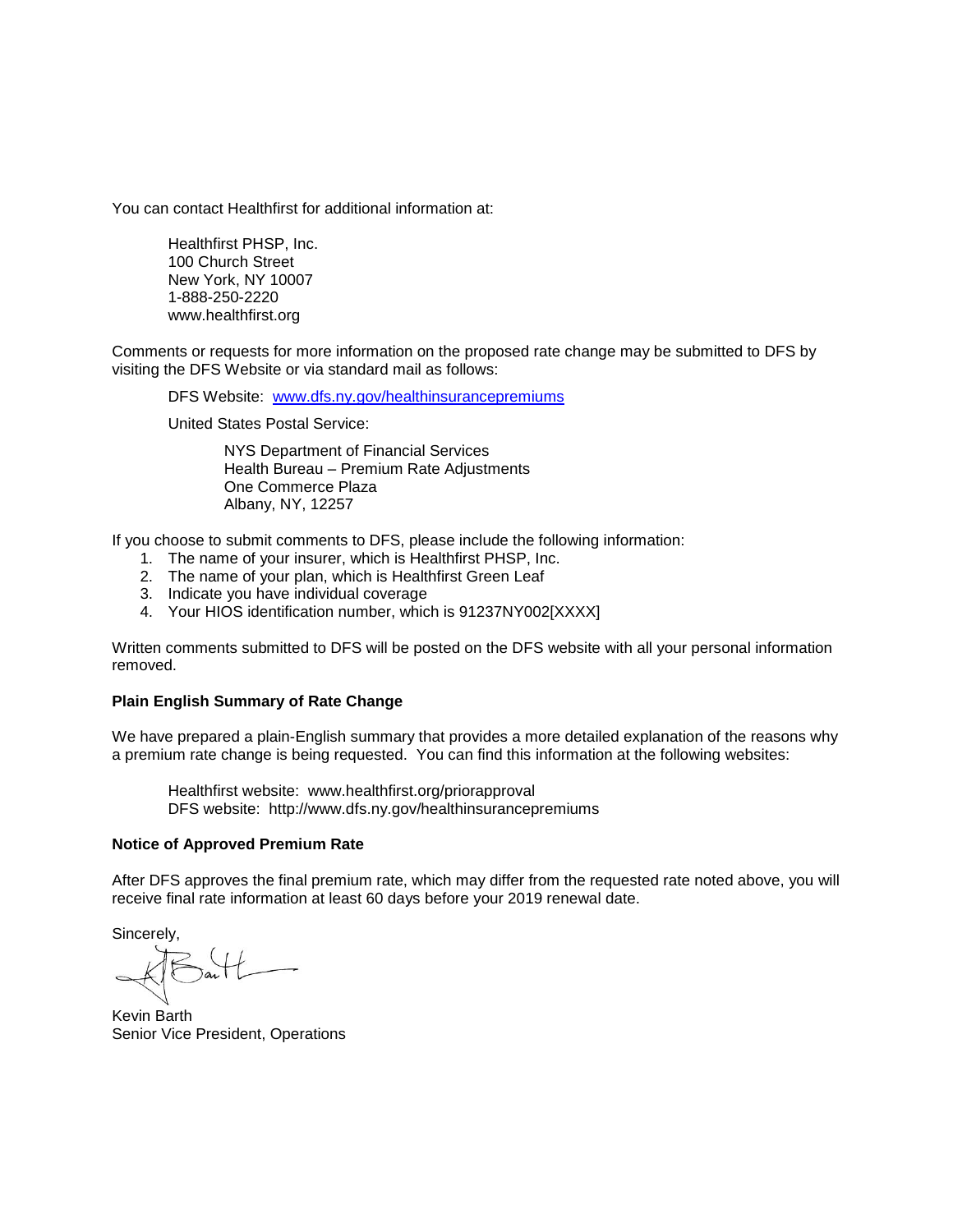You can contact Healthfirst for additional information at:

Healthfirst PHSP, Inc.
100 Church Street
New York, NY 10007
1-888-250-2220
www.healthfirst.org

Comments or requests for more information on the proposed rate change may be submitted to DFS by visiting the DFS Website or via standard mail as follows:

DFS Website: [www.dfs.ny.gov/healthinsurancepremiums](http://www.dfs.ny.gov/healthinsurancepremiums)

United States Postal Service:

NYS Department of Financial Services
Health Bureau – Premium Rate Adjustments
One Commerce Plaza
Albany, NY, 12257

If you choose to submit comments to DFS, please include the following information:

1. The name of your insurer, which is Healthfirst PHSP, Inc.
2. The name of your plan, which is Healthfirst Green Leaf
3. Indicate you have individual coverage
4. Your HIOS identification number, which is 91237NY002[XXXX]

Written comments submitted to DFS will be posted on the DFS website with all your personal information removed.

**Plain English Summary of Rate Change**

We have prepared a plain-English summary that provides a more detailed explanation of the reasons why a premium rate change is being requested. You can find this information at the following websites:

Healthfirst website: www.healthfirst.org/priorapproval
DFS website: http://www.dfs.ny.gov/healthinsurancepremiums

**Notice of Approved Premium Rate**

After DFS approves the final premium rate, which may differ from the requested rate noted above, you will receive final rate information at least 60 days before your 2019 renewal date.

Sincerely,

Kevin Barth
Senior Vice President, Operations